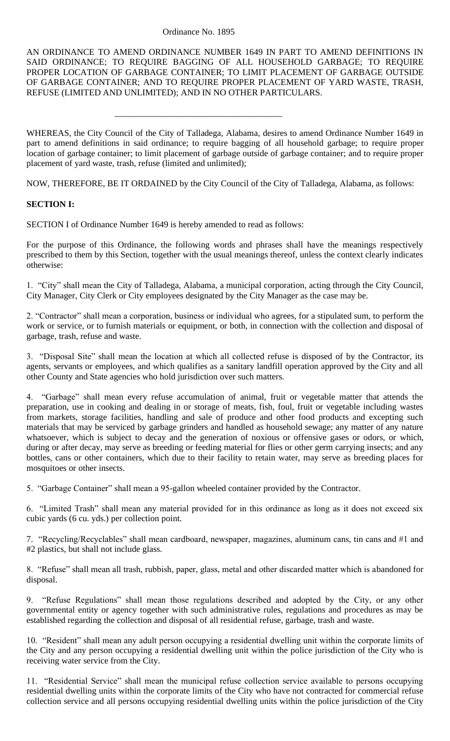Ordinance No. 1895

AN ORDINANCE TO AMEND ORDINANCE NUMBER 1649 IN PART TO AMEND DEFINITIONS IN SAID ORDINANCE; TO REQUIRE BAGGING OF ALL HOUSEHOLD GARBAGE; TO REQUIRE PROPER LOCATION OF GARBAGE CONTAINER; TO LIMIT PLACEMENT OF GARBAGE OUTSIDE OF GARBAGE CONTAINER; AND TO REQUIRE PROPER PLACEMENT OF YARD WASTE, TRASH, REFUSE (LIMITED AND UNLIMITED); AND IN NO OTHER PARTICULARS.

---

WHEREAS, the City Council of the City of Talladega, Alabama, desires to amend Ordinance Number 1649 in part to amend definitions in said ordinance; to require bagging of all household garbage; to require proper location of garbage container; to limit placement of garbage outside of garbage container; and to require proper placement of yard waste, trash, refuse (limited and unlimited);

NOW, THEREFORE, BE IT ORDAINED by the City Council of the City of Talladega, Alabama, as follows:

**SECTION I:**

SECTION I of Ordinance Number 1649 is hereby amended to read as follows:

For the purpose of this Ordinance, the following words and phrases shall have the meanings respectively prescribed to them by this Section, together with the usual meanings thereof, unless the context clearly indicates otherwise:

1. "City" shall mean the City of Talladega, Alabama, a municipal corporation, acting through the City Council, City Manager, City Clerk or City employees designated by the City Manager as the case may be.

2. "Contractor" shall mean a corporation, business or individual who agrees, for a stipulated sum, to perform the work or service, or to furnish materials or equipment, or both, in connection with the collection and disposal of garbage, trash, refuse and waste.

3. "Disposal Site" shall mean the location at which all collected refuse is disposed of by the Contractor, its agents, servants or employees, and which qualifies as a sanitary landfill operation approved by the City and all other County and State agencies who hold jurisdiction over such matters.

4. "Garbage" shall mean every refuse accumulation of animal, fruit or vegetable matter that attends the preparation, use in cooking and dealing in or storage of meats, fish, foul, fruit or vegetable including wastes from markets, storage facilities, handling and sale of produce and other food products and excepting such materials that may be serviced by garbage grinders and handled as household sewage; any matter of any nature whatsoever, which is subject to decay and the generation of noxious or offensive gases or odors, or which, during or after decay, may serve as breeding or feeding material for flies or other germ carrying insects; and any bottles, cans or other containers, which due to their facility to retain water, may serve as breeding places for mosquitoes or other insects.

5. "Garbage Container" shall mean a 95-gallon wheeled container provided by the Contractor.

6. "Limited Trash" shall mean any material provided for in this ordinance as long as it does not exceed six cubic yards (6 cu. yds.) per collection point.

7. "Recycling/Recyclables" shall mean cardboard, newspaper, magazines, aluminum cans, tin cans and #1 and #2 plastics, but shall not include glass.

8. "Refuse" shall mean all trash, rubbish, paper, glass, metal and other discarded matter which is abandoned for disposal.

9. "Refuse Regulations" shall mean those regulations described and adopted by the City, or any other governmental entity or agency together with such administrative rules, regulations and procedures as may be established regarding the collection and disposal of all residential refuse, garbage, trash and waste.

10. "Resident" shall mean any adult person occupying a residential dwelling unit within the corporate limits of the City and any person occupying a residential dwelling unit within the police jurisdiction of the City who is receiving water service from the City.

11. "Residential Service" shall mean the municipal refuse collection service available to persons occupying residential dwelling units within the corporate limits of the City who have not contracted for commercial refuse collection service and all persons occupying residential dwelling units within the police jurisdiction of the City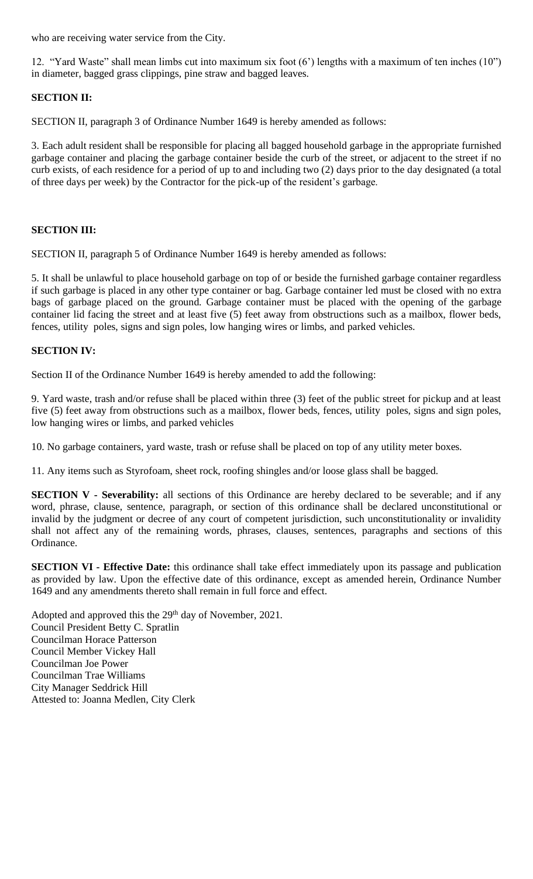who are receiving water service from the City.

12. "Yard Waste" shall mean limbs cut into maximum six foot (6') lengths with a maximum of ten inches (10") in diameter, bagged grass clippings, pine straw and bagged leaves.

**SECTION II:**

SECTION II, paragraph 3 of Ordinance Number 1649 is hereby amended as follows:

3. Each adult resident shall be responsible for placing all bagged household garbage in the appropriate furnished garbage container and placing the garbage container beside the curb of the street, or adjacent to the street if no curb exists, of each residence for a period of up to and including two (2) days prior to the day designated (a total of three days per week) by the Contractor for the pick-up of the resident's garbage.

**SECTION III:**

SECTION II, paragraph 5 of Ordinance Number 1649 is hereby amended as follows:

5. It shall be unlawful to place household garbage on top of or beside the furnished garbage container regardless if such garbage is placed in any other type container or bag. Garbage container led must be closed with no extra bags of garbage placed on the ground. Garbage container must be placed with the opening of the garbage container lid facing the street and at least five (5) feet away from obstructions such as a mailbox, flower beds, fences, utility poles, signs and sign poles, low hanging wires or limbs, and parked vehicles.

**SECTION IV:**

Section II of the Ordinance Number 1649 is hereby amended to add the following:

9. Yard waste, trash and/or refuse shall be placed within three (3) feet of the public street for pickup and at least five (5) feet away from obstructions such as a mailbox, flower beds, fences, utility poles, signs and sign poles, low hanging wires or limbs, and parked vehicles

10. No garbage containers, yard waste, trash or refuse shall be placed on top of any utility meter boxes.

11. Any items such as Styrofoam, sheet rock, roofing shingles and/or loose glass shall be bagged.

**SECTION V - Severability:** all sections of this Ordinance are hereby declared to be severable; and if any word, phrase, clause, sentence, paragraph, or section of this ordinance shall be declared unconstitutional or invalid by the judgment or decree of any court of competent jurisdiction, such unconstitutionality or invalidity shall not affect any of the remaining words, phrases, clauses, sentences, paragraphs and sections of this Ordinance.

**SECTION VI - Effective Date:** this ordinance shall take effect immediately upon its passage and publication as provided by law. Upon the effective date of this ordinance, except as amended herein, Ordinance Number 1649 and any amendments thereto shall remain in full force and effect.

Adopted and approved this the 29th day of November, 2021.
Council President Betty C. Spratlin
Councilman Horace Patterson
Council Member Vickey Hall
Councilman Joe Power
Councilman Trae Williams
City Manager Seddrick Hill
Attested to: Joanna Medlen, City Clerk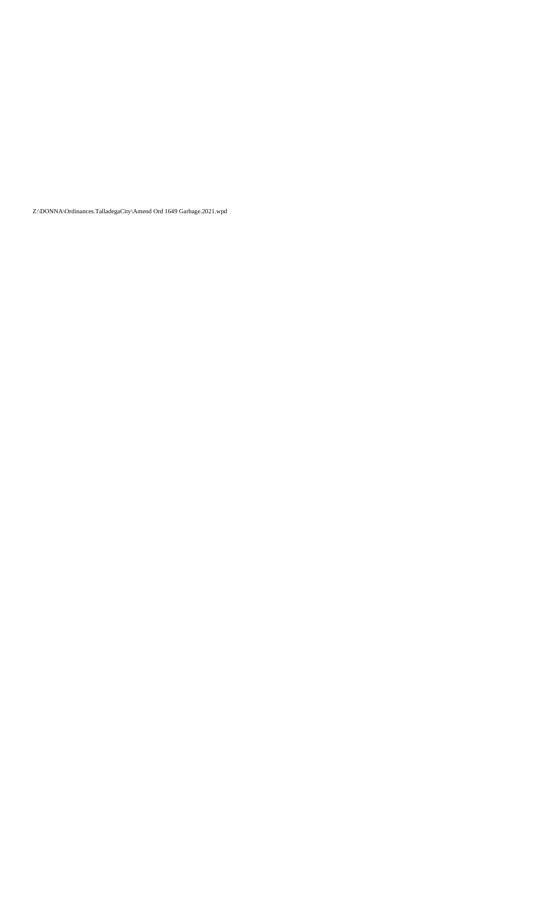Z:\DONNA\Ordinances.TalladegaCity\Amend Ord 1649 Garbage.2021.wpd